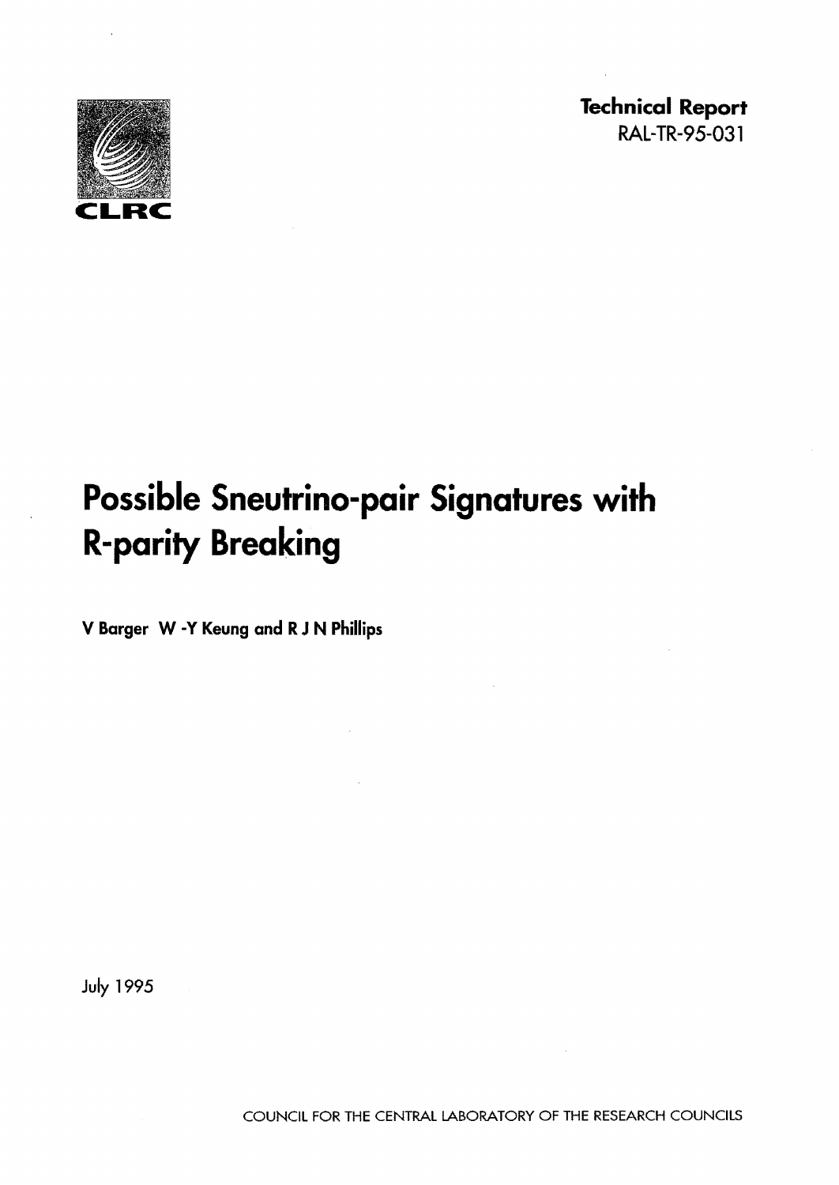CLRC

**Technical Report**
RAL-TR-95-031

# Possible Sneutrino-pair Signatures with R-parity Breaking

**V Barger W -Y Keung and R J N Phillips**

July 1995

COUNCIL FOR THE CENTRAL LABORATORY OF THE RESEARCH COUNCILS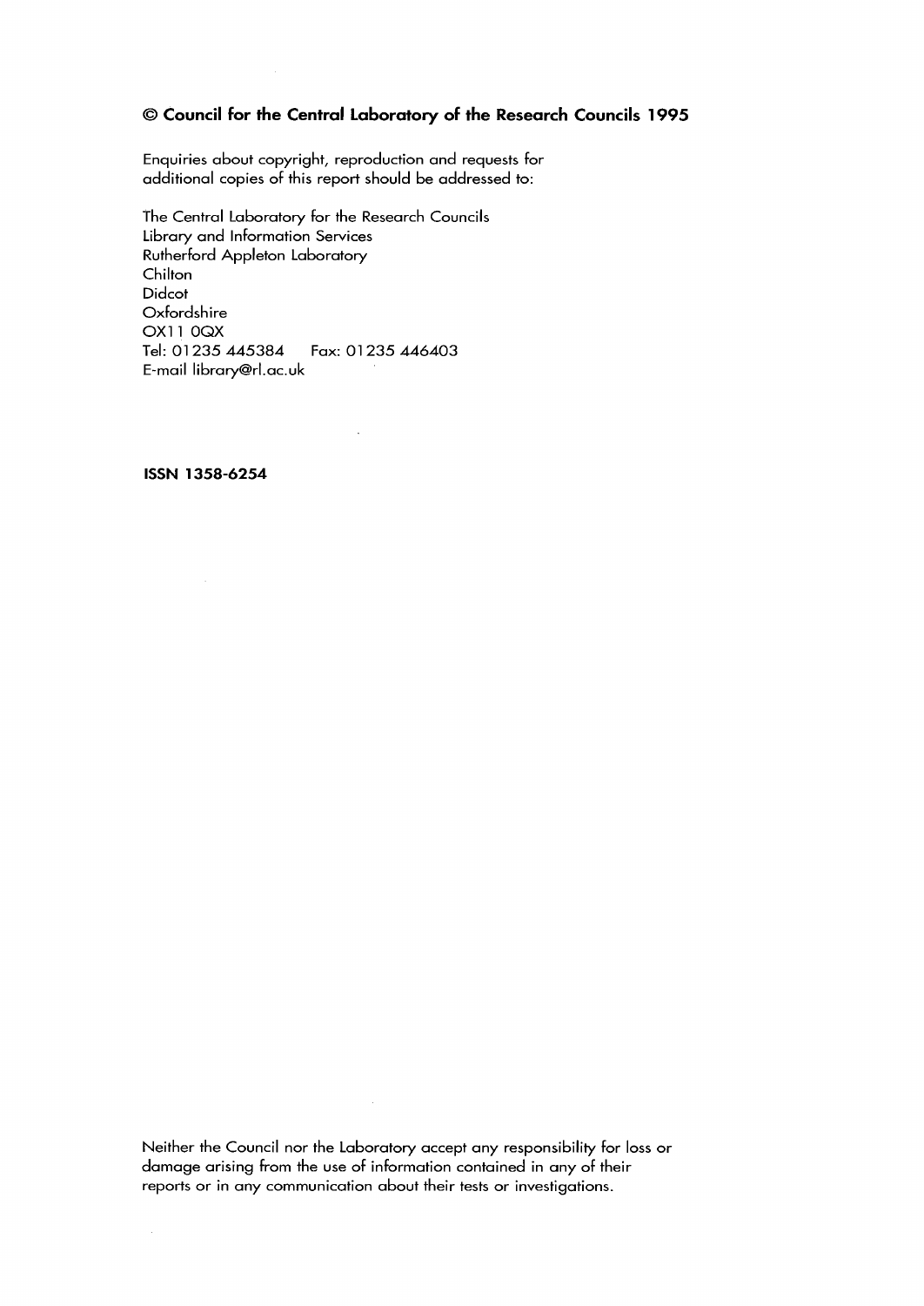**© Council for the Central Laboratory of the Research Councils 1995**

Enquiries about copyright, reproduction and requests for additional copies of this report should be addressed to:

The Central Laboratory for the Research Councils
Library and Information Services
Rutherford Appleton Laboratory
Chilton
Didcot
Oxfordshire
OX11 0QX
Tel: 01235 445384 Fax: 01235 446403
E-mail library@rl.ac.uk

**ISSN 1358-6254**

Neither the Council nor the Laboratory accept any responsibility for loss or damage arising from the use of information contained in any of their reports or in any communication about their tests or investigations.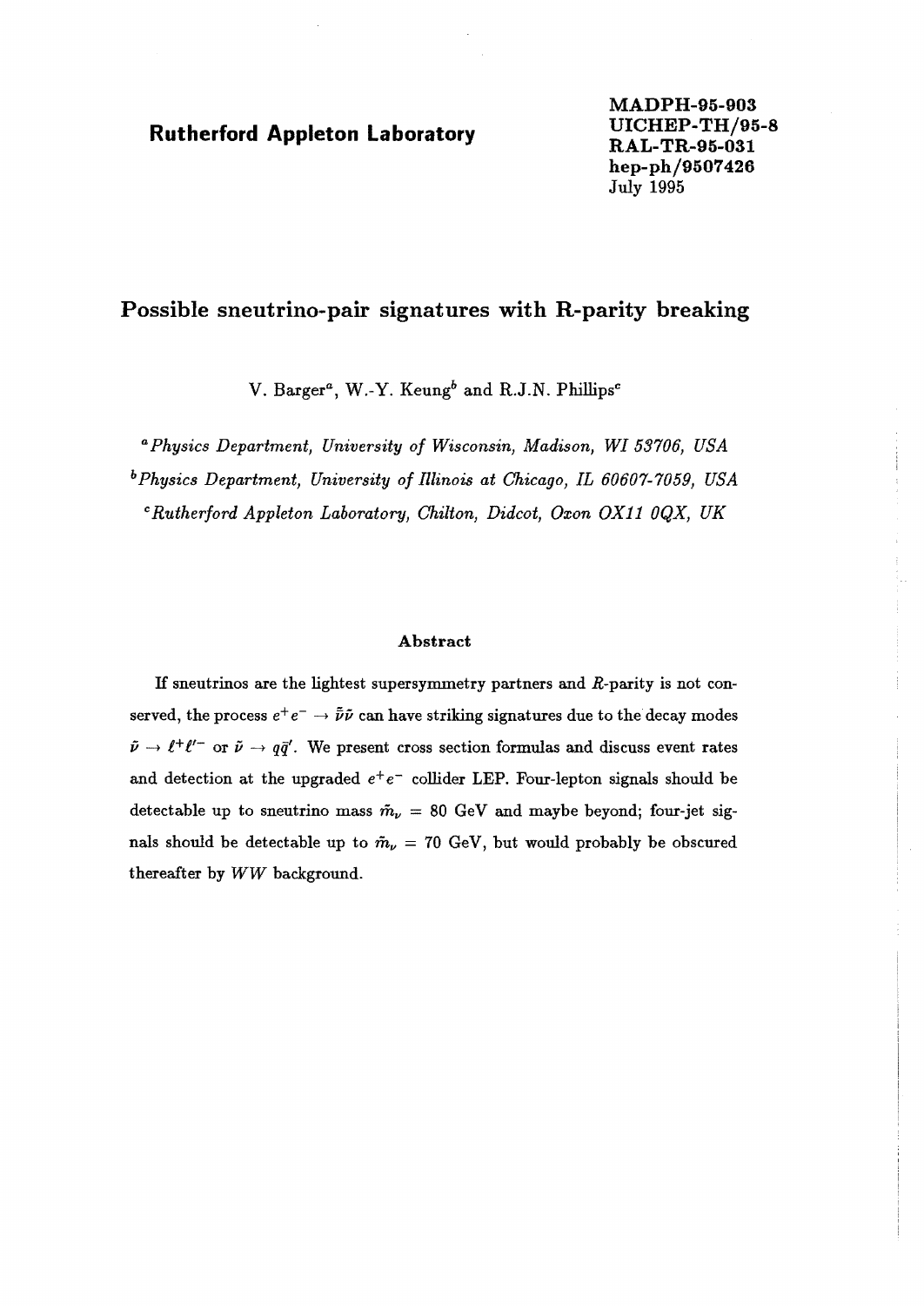**Rutherford Appleton Laboratory**

**MADPH-95-903**
**UICHEP-TH/95-8**
**RAL-TR-95-031**
**hep-ph/9507426**
July 1995

# Possible sneutrino-pair signatures with R-parity breaking

V. Barger[a], W.-Y. Keung[b] and R.J.N. Phillips[c]

[a] *Physics Department, University of Wisconsin, Madison, WI 53706, USA*

[b] *Physics Department, University of Illinois at Chicago, IL 60607-7059, USA*

[c] *Rutherford Appleton Laboratory, Chilton, Didcot, Oxon OX11 0QX, UK*

### Abstract

If sneutrinos are the lightest supersymmetry partners and $R$-parity is not conserved, the process $e^+e^- \to \bar{\tilde{\nu}}\tilde{\nu}$ can have striking signatures due to the decay modes $\tilde{\nu} \to \ell^+\ell'^-$ or $\tilde{\nu} \to q\bar{q}'$. We present cross section formulas and discuss event rates and detection at the upgraded $e^+e^-$ collider LEP. Four-lepton signals should be detectable up to sneutrino mass $\tilde{m}_\nu = 80$ GeV and maybe beyond; four-jet signals should be detectable up to $\tilde{m}_\nu = 70$ GeV, but would probably be obscured thereafter by $WW$ background.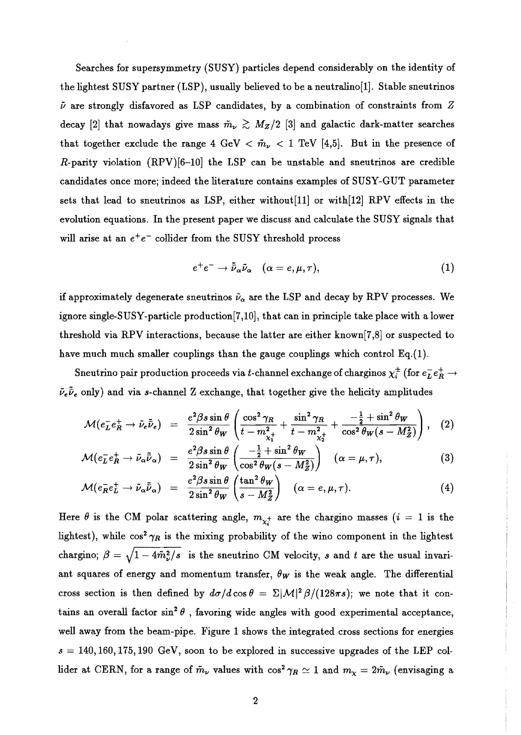Searches for supersymmetry (SUSY) particles depend considerably on the identity of the lightest SUSY partner (LSP), usually believed to be a neutralino[1]. Stable sneutrinos $\tilde{\nu}$ are strongly disfavored as LSP candidates, by a combination of constraints from $Z$ decay [2] that nowadays give mass $\tilde{m}_\nu \gtrsim M_Z/2$ [3] and galactic dark-matter searches that together exclude the range 4 GeV $< \tilde{m}_\nu <$ 1 TeV [4,5]. But in the presence of $R$-parity violation (RPV)[6–10] the LSP can be unstable and sneutrinos are credible candidates once more; indeed the literature contains examples of SUSY-GUT parameter sets that lead to sneutrinos as LSP, either without[11] or with[12] RPV effects in the evolution equations. In the present paper we discuss and calculate the SUSY signals that will arise at an $e^+e^-$ collider from the SUSY threshold process

$$e^+e^- \to \bar{\tilde{\nu}}_\alpha \tilde{\nu}_\alpha \quad (\alpha = e, \mu, \tau), \tag{1}$$

if approximately degenerate sneutrinos $\tilde{\nu}_\alpha$ are the LSP and decay by RPV processes. We ignore single-SUSY-particle production[7,10], that can in principle take place with a lower threshold via RPV interactions, because the latter are either known[7,8] or suspected to have much much smaller couplings than the gauge couplings which control Eq.(1).

Sneutrino pair production proceeds via $t$-channel exchange of charginos $\chi_i^\pm$ (for $e_L^- e_R^+ \to \tilde{\nu}_e \bar{\tilde{\nu}}_e$ only) and via $s$-channel Z exchange, that together give the helicity amplitudes

$$\mathcal{M}(e_L^- e_R^+ \to \tilde{\nu}_e \bar{\tilde{\nu}}_e) = \frac{e^2 \beta s \sin\theta}{2\sin^2\theta_W} \left( \frac{\cos^2\gamma_R}{t - m_{\chi_1^+}^2} + \frac{\sin^2\gamma_R}{t - m_{\chi_2^+}^2} + \frac{-\frac{1}{2} + \sin^2\theta_W}{\cos^2\theta_W (s - M_Z^2)} \right), \tag{2}$$

$$\mathcal{M}(e_L^- e_R^+ \to \tilde{\nu}_\alpha \bar{\tilde{\nu}}_\alpha) = \frac{e^2 \beta s \sin\theta}{2\sin^2\theta_W} \left( \frac{-\frac{1}{2} + \sin^2\theta_W}{\cos^2\theta_W (s - M_Z^2)} \right) \quad (\alpha = \mu, \tau), \tag{3}$$

$$\mathcal{M}(e_R^- e_L^+ \to \tilde{\nu}_\alpha \bar{\tilde{\nu}}_\alpha) = \frac{e^2 \beta s \sin\theta}{2\sin^2\theta_W} \left( \frac{\tan^2\theta_W}{s - M_Z^2} \right) \quad (\alpha = e, \mu, \tau). \tag{4}$$

Here $\theta$ is the CM polar scattering angle, $m_{\chi_i^+}$ are the chargino masses ($i = 1$ is the lightest), while $\cos^2\gamma_R$ is the mixing probability of the wino component in the lightest chargino; $\beta = \sqrt{1 - 4\tilde{m}_\nu^2/s}$ is the sneutrino CM velocity, $s$ and $t$ are the usual invariant squares of energy and momentum transfer, $\theta_W$ is the weak angle. The differential cross section is then defined by $d\sigma/d\cos\theta = \Sigma|\mathcal{M}|^2\beta/(128\pi s)$; we note that it contains an overall factor $\sin^2\theta$ , favoring wide angles with good experimental acceptance, well away from the beam-pipe. Figure 1 shows the integrated cross sections for energies $s = 140, 160, 175, 190$ GeV, soon to be explored in successive upgrades of the LEP collider at CERN, for a range of $\tilde{m}_\nu$ values with $\cos^2\gamma_R \simeq 1$ and $m_\chi = 2\tilde{m}_\nu$ (envisaging a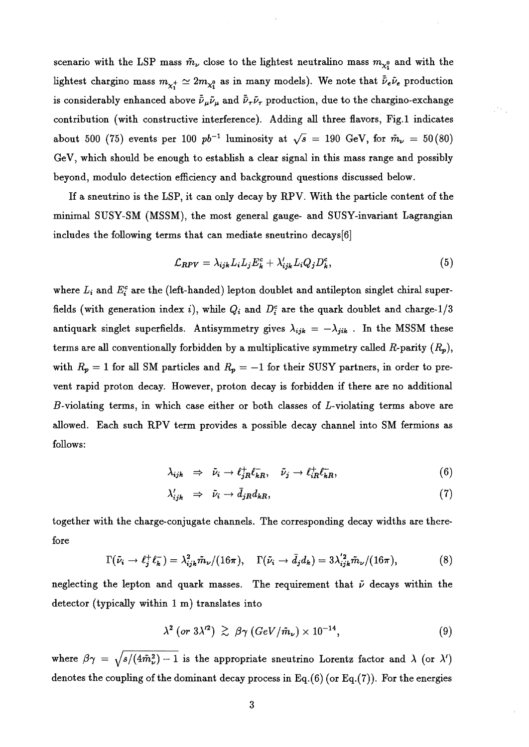scenario with the LSP mass $\tilde{m}_\nu$ close to the lightest neutralino mass $m_{\chi_1^0}$ and with the lightest chargino mass $m_{\chi_1^+} \simeq 2m_{\chi_1^0}$ as in many models). We note that $\bar{\tilde{\nu}}_e\tilde{\nu}_e$ production is considerably enhanced above $\bar{\tilde{\nu}}_\mu\tilde{\nu}_\mu$ and $\bar{\tilde{\nu}}_\tau\tilde{\nu}_\tau$ production, due to the chargino-exchange contribution (with constructive interference). Adding all three flavors, Fig.1 indicates about 500 (75) events per 100 $pb^{-1}$ luminosity at $\sqrt{s} = 190$ GeV, for $\tilde{m}_\nu = 50(80)$ GeV, which should be enough to establish a clear signal in this mass range and possibly beyond, modulo detection efficiency and background questions discussed below.

If a sneutrino is the LSP, it can only decay by RPV. With the particle content of the minimal SUSY-SM (MSSM), the most general gauge- and SUSY-invariant Lagrangian includes the following terms that can mediate sneutrino decays[6]

$$\mathcal{L}_{RPV} = \lambda_{ijk} L_i L_j E_k^c + \lambda'_{ijk} L_i Q_j D_k^c, \tag{5}$$

where $L_i$ and $E_i^c$ are the (left-handed) lepton doublet and antilepton singlet chiral superfields (with generation index $i$), while $Q_i$ and $D_i^c$ are the quark doublet and charge-1/3 antiquark singlet superfields. Antisymmetry gives $\lambda_{ijk} = -\lambda_{jik}$ . In the MSSM these terms are all conventionally forbidden by a multiplicative symmetry called $R$-parity ($R_p$), with $R_p = 1$ for all SM particles and $R_p = -1$ for their SUSY partners, in order to prevent rapid proton decay. However, proton decay is forbidden if there are no additional $B$-violating terms, in which case either or both classes of $L$-violating terms above are allowed. Each such RPV term provides a possible decay channel into SM fermions as follows:

$$\lambda_{ijk} \;\Rightarrow\; \tilde{\nu}_i \to \ell_{jR}^+ \ell_{kR}^-, \quad \tilde{\nu}_j \to \ell_{iR}^+ \ell_{kR}^-, \tag{6}$$

$$\lambda'_{ijk} \;\Rightarrow\; \tilde{\nu}_i \to \bar{d}_{jR} d_{kR}, \tag{7}$$

together with the charge-conjugate channels. The corresponding decay widths are therefore

$$\Gamma(\tilde{\nu}_i \to \ell_j^+ \ell_k^-) = \lambda_{ijk}^2 \tilde{m}_\nu/(16\pi), \quad \Gamma(\tilde{\nu}_i \to \bar{d}_j d_k) = 3\lambda'^2_{ijk} \tilde{m}_\nu/(16\pi), \tag{8}$$

neglecting the lepton and quark masses. The requirement that $\tilde{\nu}$ decays within the detector (typically within 1 m) translates into

$$\lambda^2 \; (or \; 3\lambda'^2) \;\gtrsim\; \beta\gamma \, (GeV/\tilde{m}_\nu) \times 10^{-14}, \tag{9}$$

where $\beta\gamma = \sqrt{s/(4\tilde{m}_\nu^2) - 1}$ is the appropriate sneutrino Lorentz factor and $\lambda$ (or $\lambda'$) denotes the coupling of the dominant decay process in Eq.(6) (or Eq.(7)). For the energies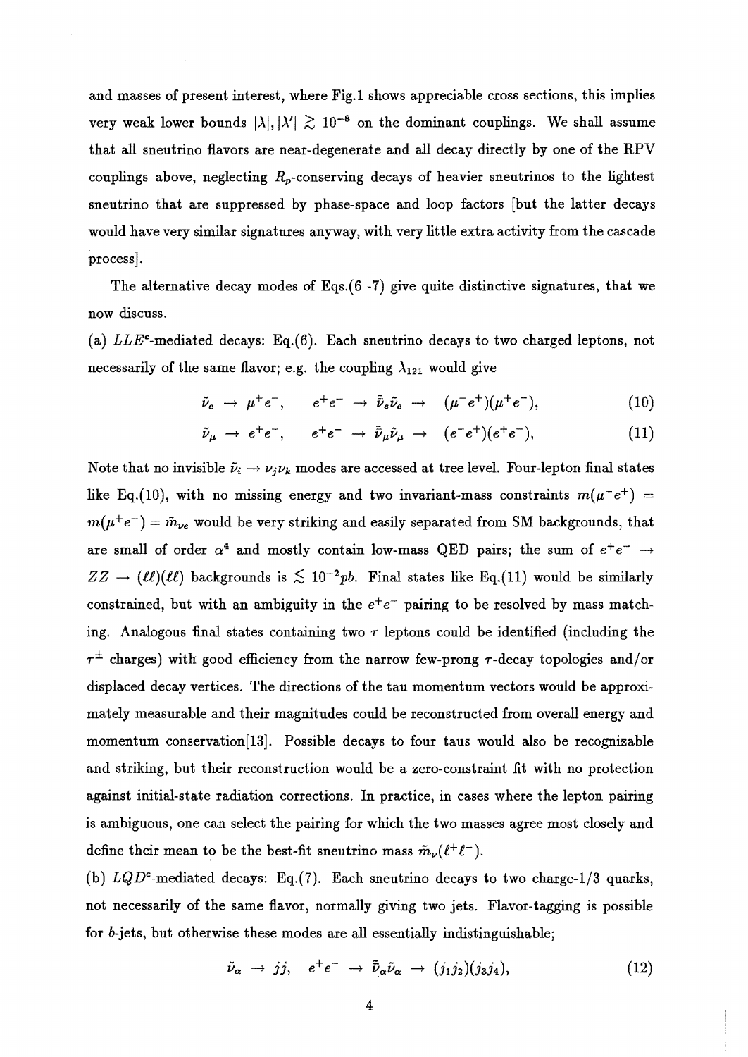and masses of present interest, where Fig.1 shows appreciable cross sections, this implies very weak lower bounds $|\lambda|, |\lambda'| \gtrsim 10^{-8}$ on the dominant couplings. We shall assume that all sneutrino flavors are near-degenerate and all decay directly by one of the RPV couplings above, neglecting $R_p$-conserving decays of heavier sneutrinos to the lightest sneutrino that are suppressed by phase-space and loop factors [but the latter decays would have very similar signatures anyway, with very little extra activity from the cascade process].

The alternative decay modes of Eqs.(6 -7) give quite distinctive signatures, that we now discuss.

(a) $LLE^c$-mediated decays: Eq.(6). Each sneutrino decays to two charged leptons, not necessarily of the same flavor; e.g. the coupling $\lambda_{121}$ would give

$$\tilde{\nu}_e \rightarrow \mu^+ e^-, \qquad e^+e^- \rightarrow \bar{\tilde{\nu}}_e \tilde{\nu}_e \rightarrow \quad (\mu^- e^+)(\mu^+ e^-), \tag{10}$$

$$\tilde{\nu}_\mu \rightarrow e^+ e^-, \qquad e^+e^- \rightarrow \bar{\tilde{\nu}}_\mu \tilde{\nu}_\mu \rightarrow \quad (e^- e^+)(e^+ e^-), \tag{11}$$

Note that no invisible $\tilde{\nu}_i \rightarrow \nu_j \nu_k$ modes are accessed at tree level. Four-lepton final states like Eq.(10), with no missing energy and two invariant-mass constraints $m(\mu^- e^+) = m(\mu^+ e^-) = \tilde{m}_{\nu e}$ would be very striking and easily separated from SM backgrounds, that are small of order $\alpha^4$ and mostly contain low-mass QED pairs; the sum of $e^+e^- \rightarrow ZZ \rightarrow (\ell\ell)(\ell\ell)$ backgrounds is $\lesssim 10^{-2} pb$. Final states like Eq.(11) would be similarly constrained, but with an ambiguity in the $e^+e^-$ pairing to be resolved by mass matching. Analogous final states containing two $\tau$ leptons could be identified (including the $\tau^\pm$ charges) with good efficiency from the narrow few-prong $\tau$-decay topologies and/or displaced decay vertices. The directions of the tau momentum vectors would be approximately measurable and their magnitudes could be reconstructed from overall energy and momentum conservation[13]. Possible decays to four taus would also be recognizable and striking, but their reconstruction would be a zero-constraint fit with no protection against initial-state radiation corrections. In practice, in cases where the lepton pairing is ambiguous, one can select the pairing for which the two masses agree most closely and define their mean to be the best-fit sneutrino mass $\tilde{m}_\nu(\ell^+\ell^-)$.

(b) $LQD^c$-mediated decays: Eq.(7). Each sneutrino decays to two charge-1/3 quarks, not necessarily of the same flavor, normally giving two jets. Flavor-tagging is possible for $b$-jets, but otherwise these modes are all essentially indistinguishable;

$$\tilde{\nu}_\alpha \rightarrow jj, \quad e^+e^- \rightarrow \bar{\tilde{\nu}}_\alpha \tilde{\nu}_\alpha \rightarrow (j_1 j_2)(j_3 j_4), \tag{12}$$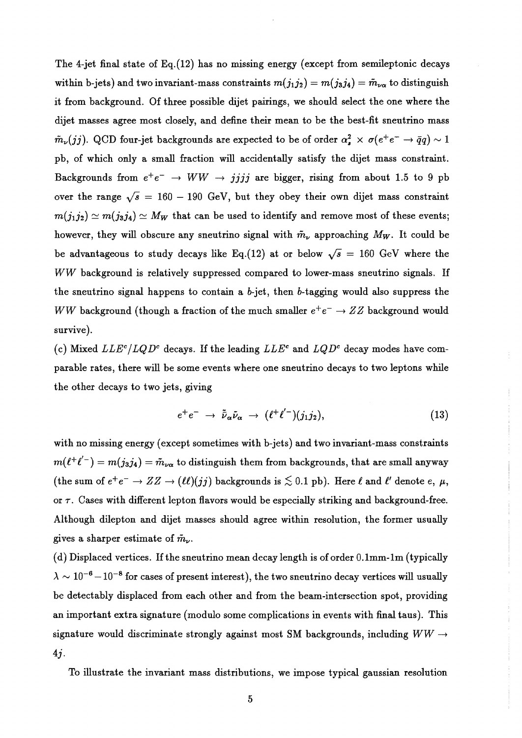The 4-jet final state of Eq.(12) has no missing energy (except from semileptonic decays within b-jets) and two invariant-mass constraints $m(j_1j_2) = m(j_3j_4) = \tilde{m}_{\nu\alpha}$ to distinguish it from background. Of three possible dijet pairings, we should select the one where the dijet masses agree most closely, and define their mean to be the best-fit sneutrino mass $\tilde{m}_\nu(jj)$. QCD four-jet backgrounds are expected to be of order $\alpha_s^2 \times \sigma(e^+e^- \to \bar{q}q) \sim 1$ pb, of which only a small fraction will accidentally satisfy the dijet mass constraint. Backgrounds from $e^+e^- \to WW \to jjjj$ are bigger, rising from about 1.5 to 9 pb over the range $\sqrt{s} = 160 - 190$ GeV, but they obey their own dijet mass constraint $m(j_1j_2) \simeq m(j_3j_4) \simeq M_W$ that can be used to identify and remove most of these events; however, they will obscure any sneutrino signal with $\tilde{m}_\nu$ approaching $M_W$. It could be be advantageous to study decays like Eq.(12) at or below $\sqrt{s} = 160$ GeV where the $WW$ background is relatively suppressed compared to lower-mass sneutrino signals. If the sneutrino signal happens to contain a $b$-jet, then $b$-tagging would also suppress the $WW$ background (though a fraction of the much smaller $e^+e^- \to ZZ$ background would survive).

(c) Mixed $LLE^c/LQD^c$ decays. If the leading $LLE^c$ and $LQD^c$ decay modes have comparable rates, there will be some events where one sneutrino decays to two leptons while the other decays to two jets, giving

$$e^+e^- \to \bar{\tilde{\nu}}_\alpha \tilde{\nu}_\alpha \to (\ell^+\ell'^-)(j_1j_2), \tag{13}$$

with no missing energy (except sometimes with b-jets) and two invariant-mass constraints $m(\ell^+\ell'^-) = m(j_3j_4) = \tilde{m}_{\nu\alpha}$ to distinguish them from backgrounds, that are small anyway (the sum of $e^+e^- \to ZZ \to (\ell\ell)(jj)$ backgrounds is $\lesssim 0.1$ pb). Here $\ell$ and $\ell'$ denote $e$, $\mu$, or $\tau$. Cases with different lepton flavors would be especially striking and background-free. Although dilepton and dijet masses should agree within resolution, the former usually gives a sharper estimate of $\tilde{m}_\nu$.

(d) Displaced vertices. If the sneutrino mean decay length is of order 0.1mm-1m (typically $\lambda \sim 10^{-6} - 10^{-8}$ for cases of present interest), the two sneutrino decay vertices will usually be detectably displaced from each other and from the beam-intersection spot, providing an important extra signature (modulo some complications in events with final taus). This signature would discriminate strongly against most SM backgrounds, including $WW \to 4j$.

To illustrate the invariant mass distributions, we impose typical gaussian resolution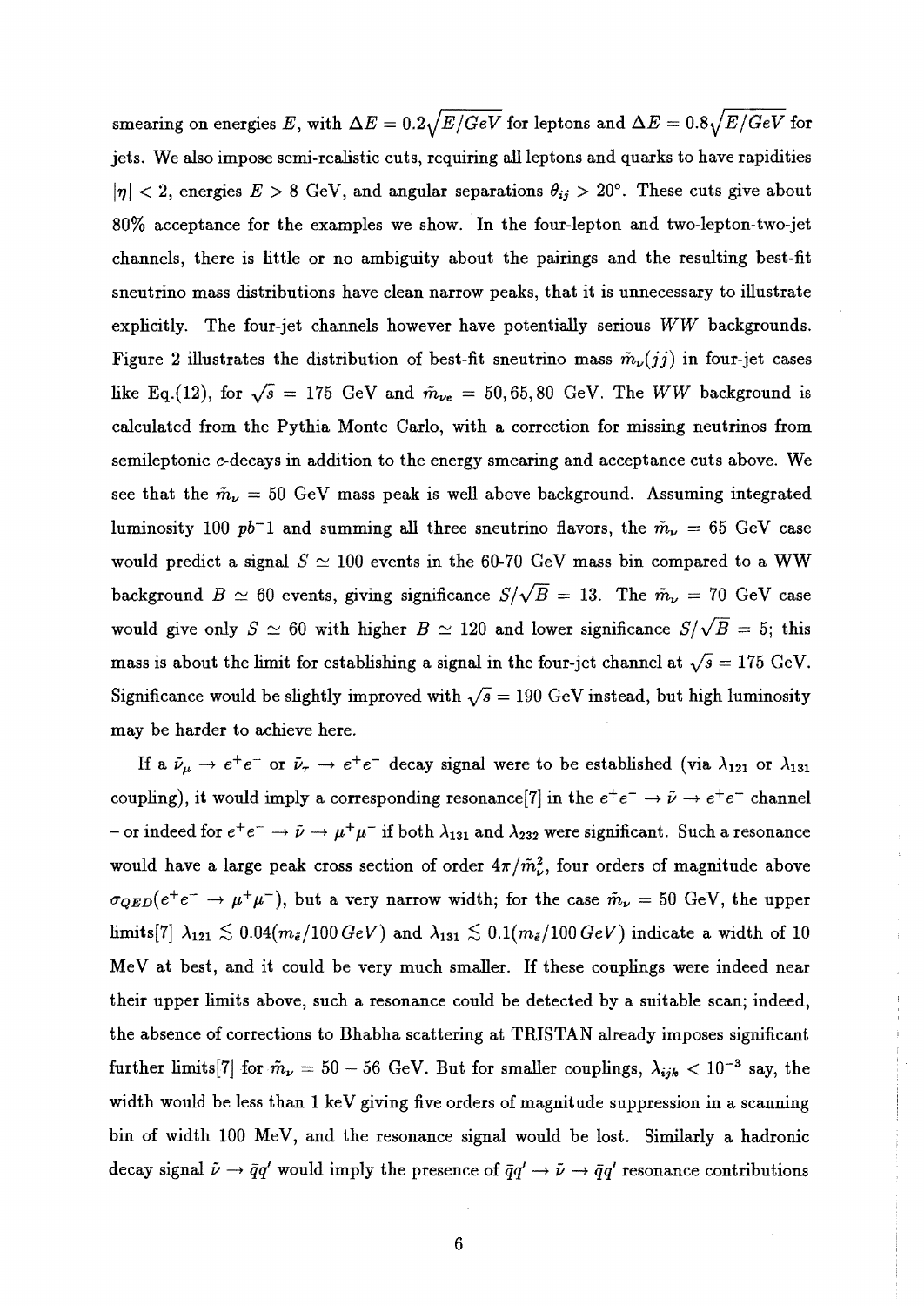smearing on energies $E$, with $\Delta E = 0.2\sqrt{E/GeV}$ for leptons and $\Delta E = 0.8\sqrt{E/GeV}$ for jets. We also impose semi-realistic cuts, requiring all leptons and quarks to have rapidities $|\eta| < 2$, energies $E > 8$ GeV, and angular separations $\theta_{ij} > 20°$. These cuts give about 80% acceptance for the examples we show. In the four-lepton and two-lepton-two-jet channels, there is little or no ambiguity about the pairings and the resulting best-fit sneutrino mass distributions have clean narrow peaks, that it is unnecessary to illustrate explicitly. The four-jet channels however have potentially serious $WW$ backgrounds. Figure 2 illustrates the distribution of best-fit sneutrino mass $\tilde{m}_\nu(jj)$ in four-jet cases like Eq.(12), for $\sqrt{s} = 175$ GeV and $\tilde{m}_{\nu e} = 50, 65, 80$ GeV. The $WW$ background is calculated from the Pythia Monte Carlo, with a correction for missing neutrinos from semileptonic $c$-decays in addition to the energy smearing and acceptance cuts above. We see that the $\tilde{m}_\nu = 50$ GeV mass peak is well above background. Assuming integrated luminosity 100 $pb^-1$ and summing all three sneutrino flavors, the $\tilde{m}_\nu = 65$ GeV case would predict a signal $S \simeq 100$ events in the 60-70 GeV mass bin compared to a WW background $B \simeq 60$ events, giving significance $S/\sqrt{B} = 13$. The $\tilde{m}_\nu = 70$ GeV case would give only $S \simeq 60$ with higher $B \simeq 120$ and lower significance $S/\sqrt{B} = 5$; this mass is about the limit for establishing a signal in the four-jet channel at $\sqrt{s} = 175$ GeV. Significance would be slightly improved with $\sqrt{s} = 190$ GeV instead, but high luminosity may be harder to achieve here.

If a $\tilde{\nu}_\mu \to e^+e^-$ or $\tilde{\nu}_\tau \to e^+e^-$ decay signal were to be established (via $\lambda_{121}$ or $\lambda_{131}$ coupling), it would imply a corresponding resonance[7] in the $e^+e^- \to \tilde{\nu} \to e^+e^-$ channel – or indeed for $e^+e^- \to \tilde{\nu} \to \mu^+\mu^-$ if both $\lambda_{131}$ and $\lambda_{232}$ were significant. Such a resonance would have a large peak cross section of order $4\pi/\tilde{m}_\nu^2$, four orders of magnitude above $\sigma_{QED}(e^+e^- \to \mu^+\mu^-)$, but a very narrow width; for the case $\tilde{m}_\nu = 50$ GeV, the upper limits[7] $\lambda_{121} \lesssim 0.04(m_{\tilde{e}}/100\,GeV)$ and $\lambda_{131} \lesssim 0.1(m_{\tilde{e}}/100\,GeV)$ indicate a width of 10 MeV at best, and it could be very much smaller. If these couplings were indeed near their upper limits above, such a resonance could be detected by a suitable scan; indeed, the absence of corrections to Bhabha scattering at TRISTAN already imposes significant further limits[7] for $\tilde{m}_\nu = 50 - 56$ GeV. But for smaller couplings, $\lambda_{ijk} < 10^{-3}$ say, the width would be less than 1 keV giving five orders of magnitude suppression in a scanning bin of width 100 MeV, and the resonance signal would be lost. Similarly a hadronic decay signal $\tilde{\nu} \to \bar{q}q'$ would imply the presence of $\bar{q}q' \to \tilde{\nu} \to \bar{q}q'$ resonance contributions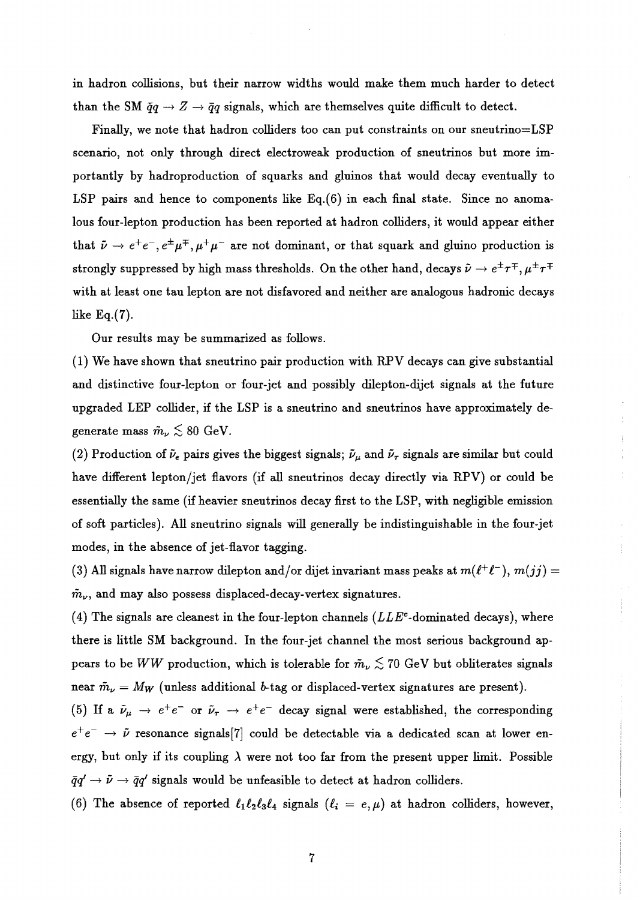in hadron collisions, but their narrow widths would make them much harder to detect than the SM $\bar{q}q \to Z \to \bar{q}q$ signals, which are themselves quite difficult to detect.

Finally, we note that hadron colliders too can put constraints on our sneutrino=LSP scenario, not only through direct electroweak production of sneutrinos but more importantly by hadroproduction of squarks and gluinos that would decay eventually to LSP pairs and hence to components like Eq.(6) in each final state. Since no anomalous four-lepton production has been reported at hadron colliders, it would appear either that $\tilde{\nu} \to e^+e^-, e^\pm\mu^\mp, \mu^+\mu^-$ are not dominant, or that squark and gluino production is strongly suppressed by high mass thresholds. On the other hand, decays $\tilde{\nu} \to e^\pm\tau^\mp, \mu^\pm\tau^\mp$ with at least one tau lepton are not disfavored and neither are analogous hadronic decays like Eq.(7).

Our results may be summarized as follows.

(1) We have shown that sneutrino pair production with RPV decays can give substantial and distinctive four-lepton or four-jet and possibly dilepton-dijet signals at the future upgraded LEP collider, if the LSP is a sneutrino and sneutrinos have approximately degenerate mass $\tilde{m}_\nu \lesssim 80$ GeV.

(2) Production of $\tilde{\nu}_e$ pairs gives the biggest signals; $\tilde{\nu}_\mu$ and $\tilde{\nu}_\tau$ signals are similar but could have different lepton/jet flavors (if all sneutrinos decay directly via RPV) or could be essentially the same (if heavier sneutrinos decay first to the LSP, with negligible emission of soft particles). All sneutrino signals will generally be indistinguishable in the four-jet modes, in the absence of jet-flavor tagging.

(3) All signals have narrow dilepton and/or dijet invariant mass peaks at $m(\ell^+\ell^-)$, $m(jj) = \tilde{m}_\nu$, and may also possess displaced-decay-vertex signatures.

(4) The signals are cleanest in the four-lepton channels ($LLE^c$-dominated decays), where there is little SM background. In the four-jet channel the most serious background appears to be $WW$ production, which is tolerable for $\tilde{m}_\nu \lesssim 70$ GeV but obliterates signals near $\tilde{m}_\nu = M_W$ (unless additional $b$-tag or displaced-vertex signatures are present).

(5) If a $\tilde{\nu}_\mu \to e^+e^-$ or $\tilde{\nu}_\tau \to e^+e^-$ decay signal were established, the corresponding $e^+e^- \to \tilde{\nu}$ resonance signals[7] could be detectable via a dedicated scan at lower energy, but only if its coupling $\lambda$ were not too far from the present upper limit. Possible $\bar{q}q' \to \tilde{\nu} \to \bar{q}q'$ signals would be unfeasible to detect at hadron colliders.

(6) The absence of reported $\ell_1\ell_2\ell_3\ell_4$ signals ($\ell_i = e, \mu$) at hadron colliders, however,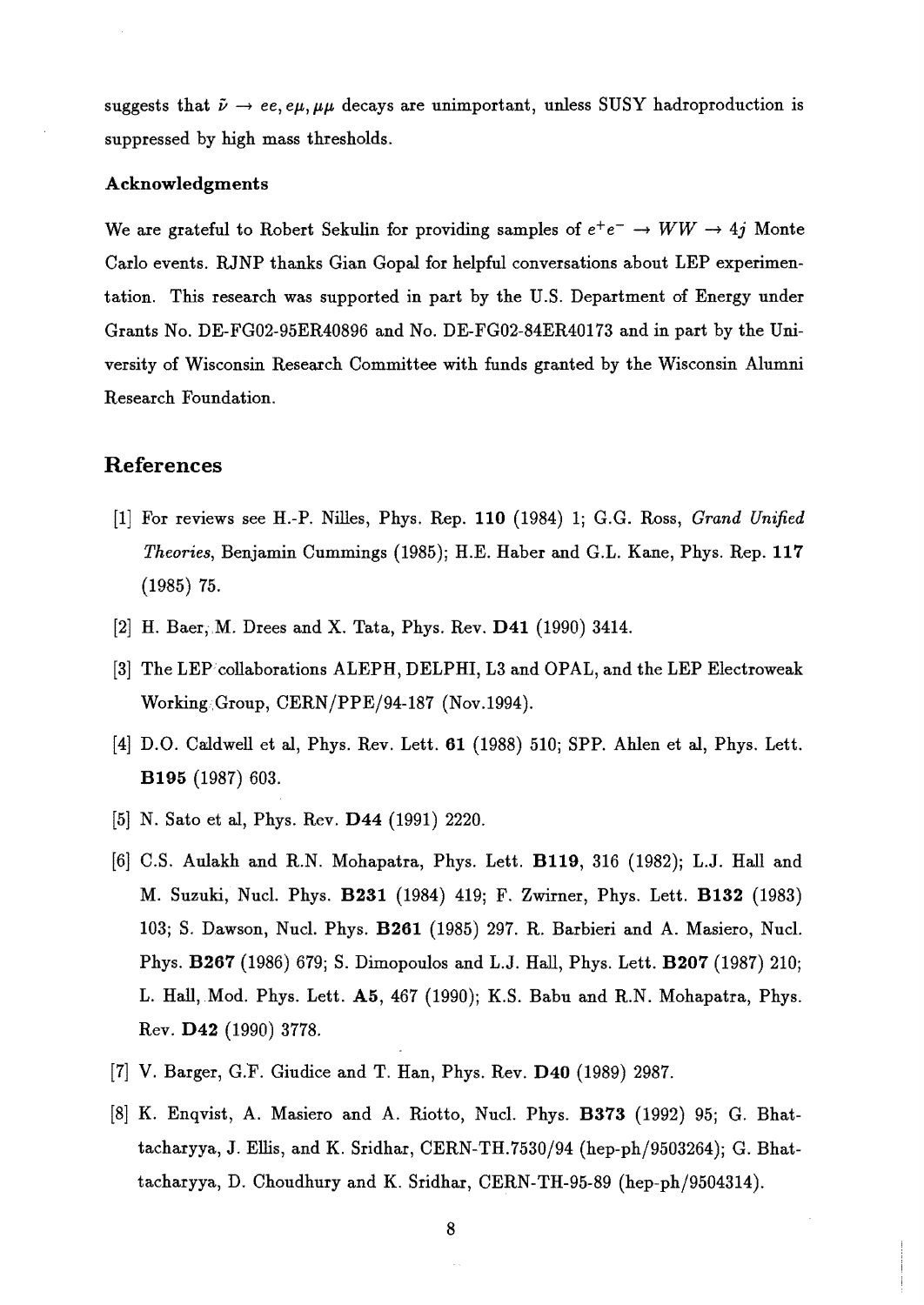suggests that $\tilde{\nu} \to ee, e\mu, \mu\mu$ decays are unimportant, unless SUSY hadroproduction is suppressed by high mass thresholds.

### Acknowledgments

We are grateful to Robert Sekulin for providing samples of $e^+e^- \to WW \to 4j$ Monte Carlo events. RJNP thanks Gian Gopal for helpful conversations about LEP experimentation. This research was supported in part by the U.S. Department of Energy under Grants No. DE-FG02-95ER40896 and No. DE-FG02-84ER40173 and in part by the University of Wisconsin Research Committee with funds granted by the Wisconsin Alumni Research Foundation.

## References

[1] For reviews see H.-P. Nilles, Phys. Rep. **110** (1984) 1; G.G. Ross, *Grand Unified Theories*, Benjamin Cummings (1985); H.E. Haber and G.L. Kane, Phys. Rep. **117** (1985) 75.

[2] H. Baer, M. Drees and X. Tata, Phys. Rev. **D41** (1990) 3414.

[3] The LEP collaborations ALEPH, DELPHI, L3 and OPAL, and the LEP Electroweak Working Group, CERN/PPE/94-187 (Nov.1994).

[4] D.O. Caldwell et al, Phys. Rev. Lett. **61** (1988) 510; SPP. Ahlen et al, Phys. Lett. **B195** (1987) 603.

[5] N. Sato et al, Phys. Rev. **D44** (1991) 2220.

[6] C.S. Aulakh and R.N. Mohapatra, Phys. Lett. **B119**, 316 (1982); L.J. Hall and M. Suzuki, Nucl. Phys. **B231** (1984) 419; F. Zwirner, Phys. Lett. **B132** (1983) 103; S. Dawson, Nucl. Phys. **B261** (1985) 297. R. Barbieri and A. Masiero, Nucl. Phys. **B267** (1986) 679; S. Dimopoulos and L.J. Hall, Phys. Lett. **B207** (1987) 210; L. Hall, Mod. Phys. Lett. **A5**, 467 (1990); K.S. Babu and R.N. Mohapatra, Phys. Rev. **D42** (1990) 3778.

[7] V. Barger, G.F. Giudice and T. Han, Phys. Rev. **D40** (1989) 2987.

[8] K. Enqvist, A. Masiero and A. Riotto, Nucl. Phys. **B373** (1992) 95; G. Bhattacharyya, J. Ellis, and K. Sridhar, CERN-TH.7530/94 (hep-ph/9503264); G. Bhattacharyya, D. Choudhury and K. Sridhar, CERN-TH-95-89 (hep-ph/9504314).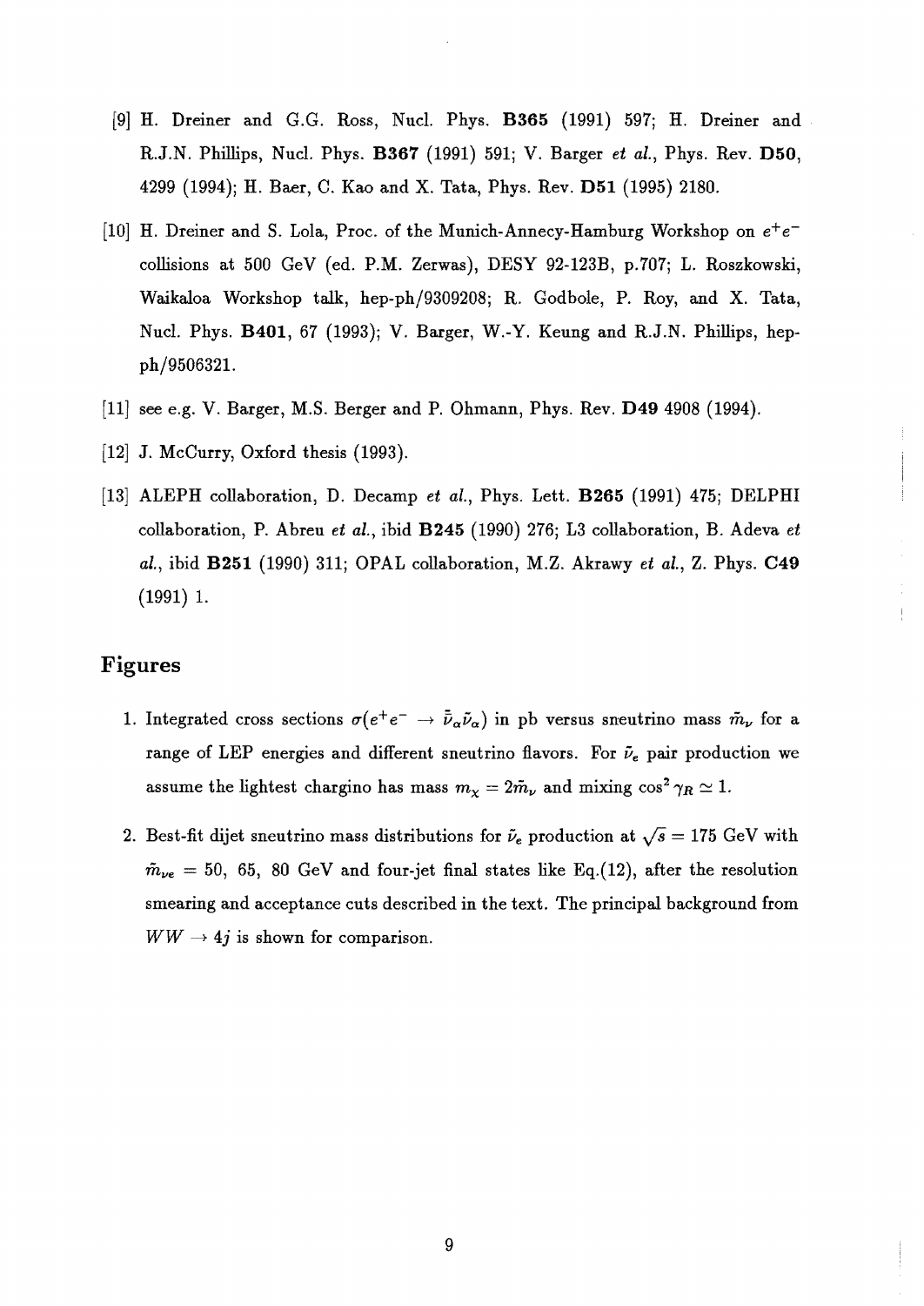[9] H. Dreiner and G.G. Ross, Nucl. Phys. **B365** (1991) 597; H. Dreiner and R.J.N. Phillips, Nucl. Phys. **B367** (1991) 591; V. Barger *et al.*, Phys. Rev. **D50**, 4299 (1994); H. Baer, C. Kao and X. Tata, Phys. Rev. **D51** (1995) 2180.

[10] H. Dreiner and S. Lola, Proc. of the Munich-Annecy-Hamburg Workshop on $e^+e^-$ collisions at 500 GeV (ed. P.M. Zerwas), DESY 92-123B, p.707; L. Roszkowski, Waikaloa Workshop talk, hep-ph/9309208; R. Godbole, P. Roy, and X. Tata, Nucl. Phys. **B401**, 67 (1993); V. Barger, W.-Y. Keung and R.J.N. Phillips, hep-ph/9506321.

[11] see e.g. V. Barger, M.S. Berger and P. Ohmann, Phys. Rev. **D49** 4908 (1994).

[12] J. McCurry, Oxford thesis (1993).

[13] ALEPH collaboration, D. Decamp *et al.*, Phys. Lett. **B265** (1991) 475; DELPHI collaboration, P. Abreu *et al.*, ibid **B245** (1990) 276; L3 collaboration, B. Adeva *et al.*, ibid **B251** (1990) 311; OPAL collaboration, M.Z. Akrawy *et al.*, Z. Phys. **C49** (1991) 1.

## Figures

1. Integrated cross sections $\sigma(e^+e^- \to \bar{\tilde{\nu}}_\alpha \tilde{\nu}_\alpha)$ in pb versus sneutrino mass $\tilde{m}_\nu$ for a range of LEP energies and different sneutrino flavors. For $\tilde{\nu}_e$ pair production we assume the lightest chargino has mass $m_\chi = 2\tilde{m}_\nu$ and mixing $\cos^2\gamma_R \simeq 1$.

2. Best-fit dijet sneutrino mass distributions for $\tilde{\nu}_e$ production at $\sqrt{s} = 175$ GeV with $\tilde{m}_{\nu e} = 50$, 65, 80 GeV and four-jet final states like Eq.(12), after the resolution smearing and acceptance cuts described in the text. The principal background from $WW \to 4j$ is shown for comparison.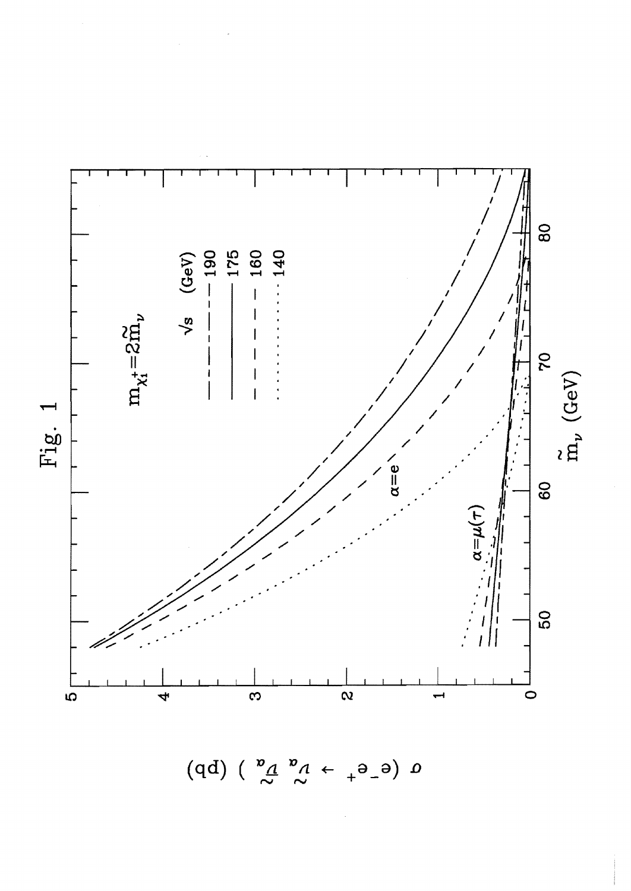Fig. 1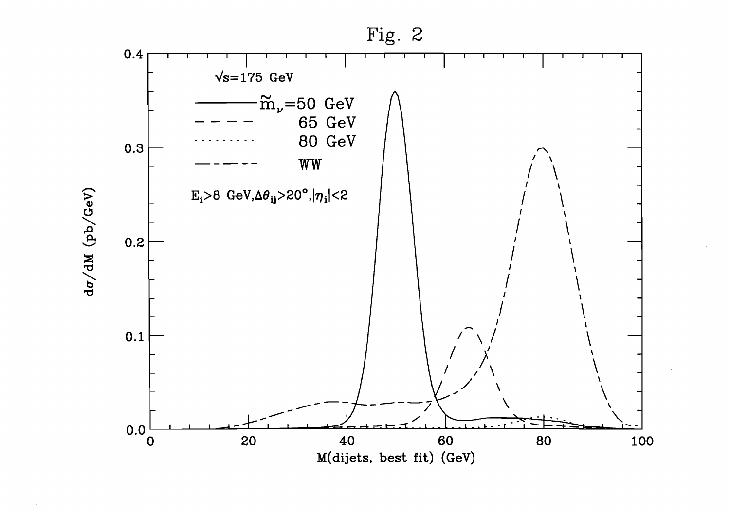Fig. 2